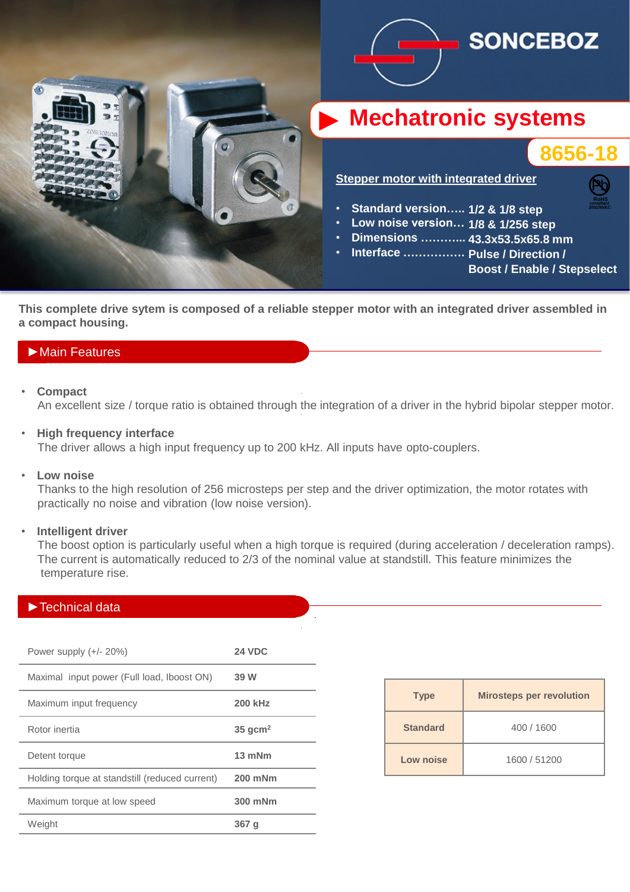SONCEBOZ

# ▶ Mechatronic systems

## 8656-18

**Stepper motor with integrated driver**

RoHS compliant 2002/95/EC

- **Standard version….. 1/2 & 1/8 step**
- **Low noise version… 1/8 & 1/256 step**
- **Dimensions ………... 43.3x53.5x65.8 mm**
- **Interface ……………. Pulse / Direction / Boost / Enable / Stepselect**

**This complete drive sytem is composed of a reliable stepper motor with an integrated driver assembled in a compact housing.**

## ▶Main Features

- **Compact**
  An excellent size / torque ratio is obtained through the integration of a driver in the hybrid bipolar stepper motor.

- **High frequency interface**
  The driver allows a high input frequency up to 200 kHz. All inputs have opto-couplers.

- **Low noise**
  Thanks to the high resolution of 256 microsteps per step and the driver optimization, the motor rotates with practically no noise and vibration (low noise version).

- **Intelligent driver**
  The boost option is particularly useful when a high torque is required (during acceleration / deceleration ramps). The current is automatically reduced to 2/3 of the nominal value at standstill. This feature minimizes the temperature rise.

## ▶Technical data

| | |
|---|---|
| Power supply (+/- 20%) | **24 VDC** |
| Maximal input power (Full load, Iboost ON) | **39 W** |
| Maximum input frequency | **200 kHz** |
| Rotor inertia | **35 gcm²** |
| Detent torque | **13 mNm** |
| Holding torque at standstill (reduced current) | **200 mNm** |
| Maximum torque at low speed | **300 mNm** |
| Weight | **367 g** |

| Type | Mirosteps per revolution |
|---|---|
| **Standard** | 400 / 1600 |
| **Low noise** | 1600 / 51200 |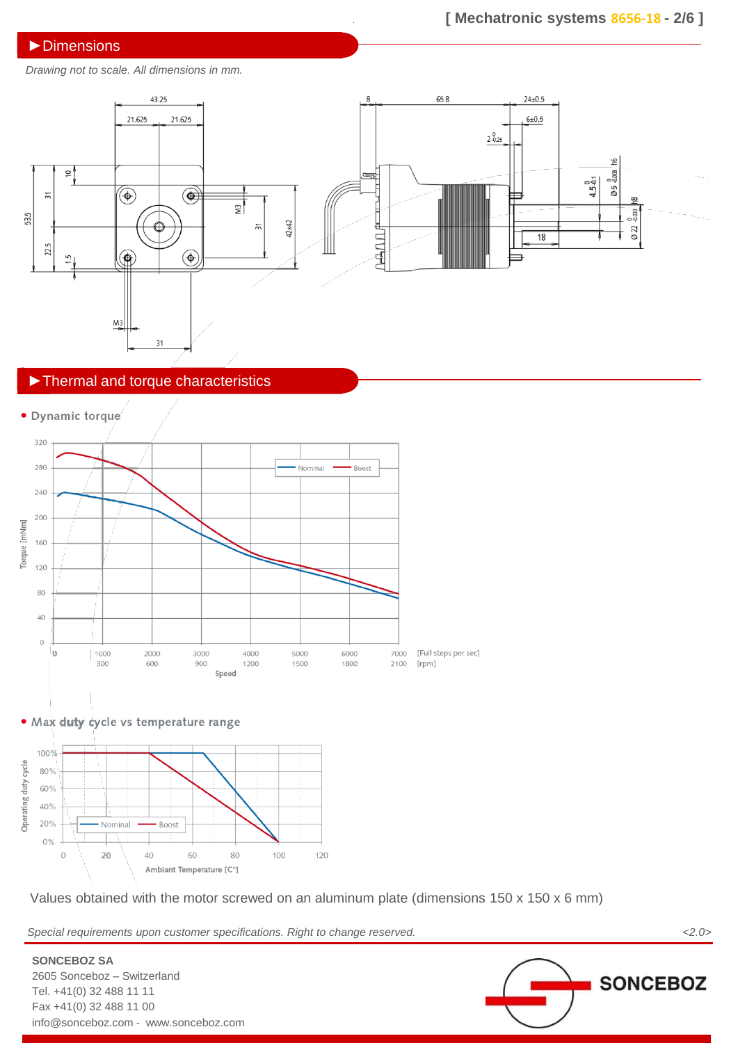## ▶ Dimensions

*Drawing not to scale. All dimensions in mm.*

## ▶ Thermal and torque characteristics

- **Dynamic torque**

- **Max duty cycle vs temperature range**

Values obtained with the motor screwed on an aluminum plate (dimensions 150 x 150 x 6 mm)

*Special requirements upon customer specifications. Right to change reserved.* *<2.0>*

**SONCEBOZ SA**
2605 Sonceboz – Switzerland
Tel. +41(0) 32 488 11 11
Fax +41(0) 32 488 11 00
info@sonceboz.com - www.sonceboz.com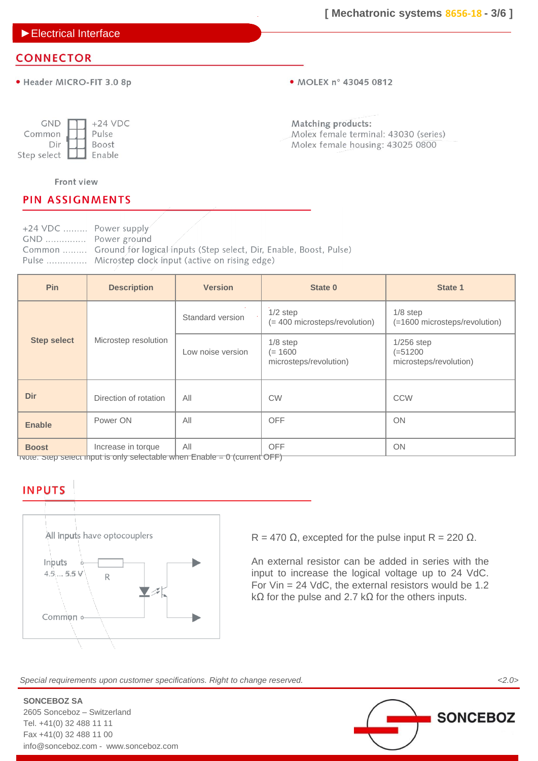## ▶Electrical Interface

### CONNECTOR

- Header MICRO-FIT 3.0 8p
- MOLEX n° 43045 0812

| | | |
|---|---|---|
| GND | | +24 VDC |
| Common | | Pulse |
| Dir | | Boost |
| Step select | | Enable |

Front view

Matching products:
Molex female terminal: 43030 (series)
Molex female housing: 43025 0800

### PIN ASSIGNMENTS

+24 VDC ......... Power supply
GND .............. Power ground
Common ......... Ground for logical inputs (Step select, Dir, Enable, Boost, Pulse)
Pulse ............... Microstep clock input (active on rising edge)

| Pin | Description | Version | State 0 | State 1 |
|---|---|---|---|---|
| Step select | Microstep resolution | Standard version | 1/2 step (= 400 microsteps/revolution) | 1/8 step (=1600 microsteps/revolution) |
| | | Low noise version | 1/8 step (= 1600 microsteps/revolution) | 1/256 step (=51200 microsteps/revolution) |
| Dir | Direction of rotation | All | CW | CCW |
| Enable | Power ON | All | OFF | ON |
| Boost | Increase in torque | All | OFF | ON |

Note: Step select input is only selectable when Enable = 0 (current OFF)

### INPUTS

All inputs have optocouplers

Inputs 4.5 ... 5.5 V — R — Common

R = 470 Ω, excepted for the pulse input R = 220 Ω.

An external resistor can be added in series with the input to increase the logical voltage up to 24 VdC. For Vin = 24 VdC, the external resistors would be 1.2 kΩ for the pulse and 2.7 kΩ for the others inputs.

*Special requirements upon customer specifications. Right to change reserved.* *<2.0>*

SONCEBOZ SA
2605 Sonceboz – Switzerland
Tel. +41(0) 32 488 11 11
Fax +41(0) 32 488 11 00
info@sonceboz.com - www.sonceboz.com

SONCEBOZ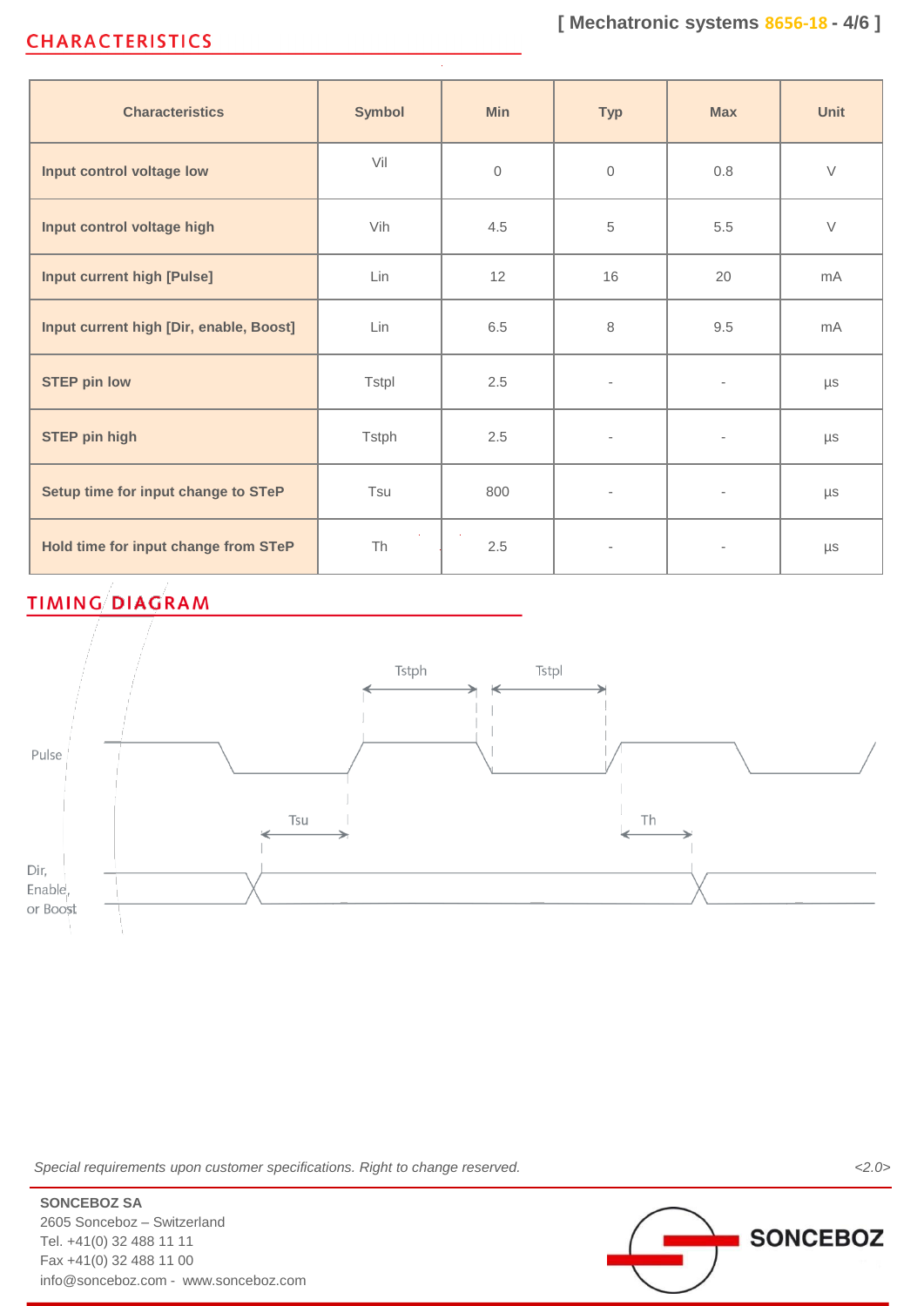## CHARACTERISTICS

| Characteristics | Symbol | Min | Typ | Max | Unit |
|---|---|---|---|---|---|
| **Input control voltage low** | Vil | 0 | 0 | 0.8 | V |
| **Input control voltage high** | Vih | 4.5 | 5 | 5.5 | V |
| **Input current high [Pulse]** | Lin | 12 | 16 | 20 | mA |
| **Input current high [Dir, enable, Boost]** | Lin | 6.5 | 8 | 9.5 | mA |
| **STEP pin low** | Tstpl | 2.5 | - | - | µs |
| **STEP pin high** | Tstph | 2.5 | - | - | µs |
| **Setup time for input change to STeP** | Tsu | 800 | - | - | µs |
| **Hold time for input change from STeP** | Th | 2.5 | - | - | µs |

## TIMING DIAGRAM

Tstph Tstpl

Pulse

Tsu Th

Dir, Enable, or Boost

*Special requirements upon customer specifications. Right to change reserved.* <2.0>

SONCEBOZ SA
2605 Sonceboz – Switzerland
Tel. +41(0) 32 488 11 11
Fax +41(0) 32 488 11 00
info@sonceboz.com - www.sonceboz.com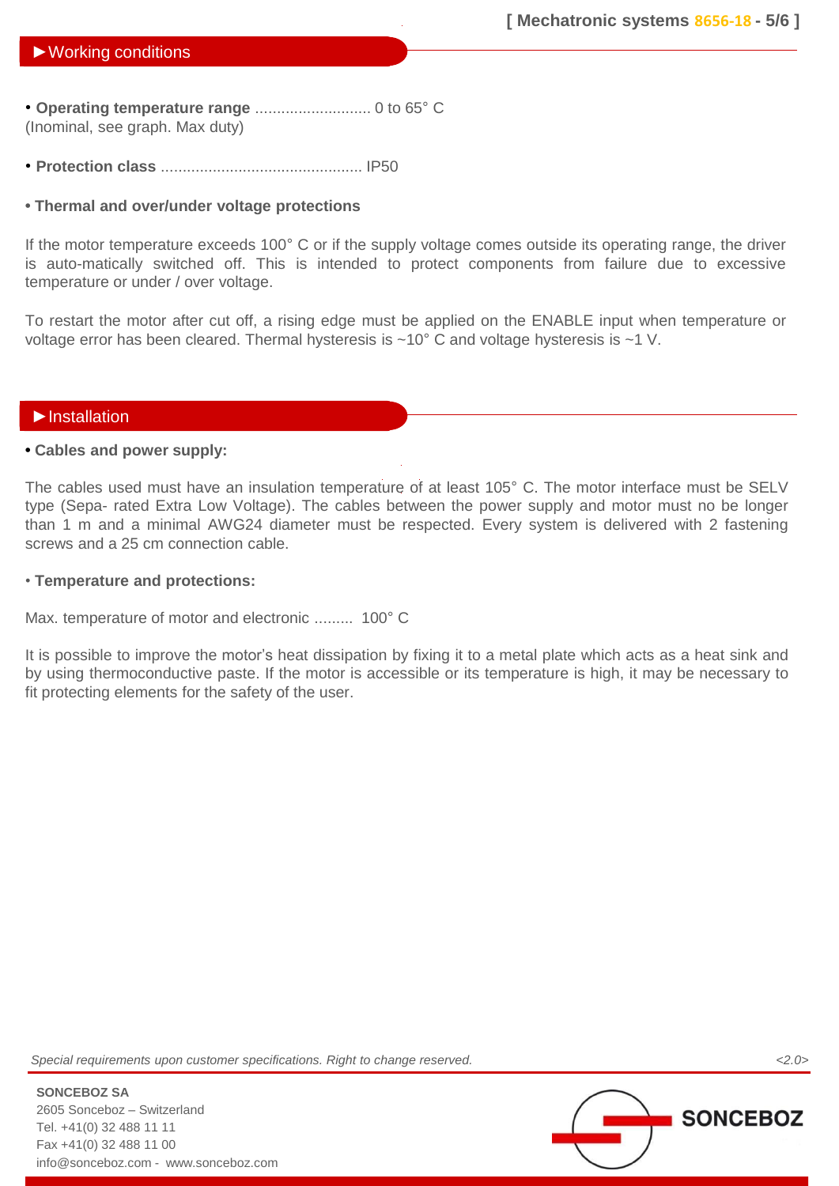## ►Working conditions

- **Operating temperature range** ........................... 0 to 65° C
(Inominal, see graph. Max duty)

- **Protection class** .............................................. IP50

- **Thermal and over/under voltage protections**

If the motor temperature exceeds 100° C or if the supply voltage comes outside its operating range, the driver is auto-matically switched off. This is intended to protect components from failure due to excessive temperature or under / over voltage.

To restart the motor after cut off, a rising edge must be applied on the ENABLE input when temperature or voltage error has been cleared. Thermal hysteresis is ~10° C and voltage hysteresis is ~1 V.

## ►Installation

- **Cables and power supply:**

The cables used must have an insulation temperature of at least 105° C. The motor interface must be SELV type (Sepa- rated Extra Low Voltage). The cables between the power supply and motor must no be longer than 1 m and a minimal AWG24 diameter must be respected. Every system is delivered with 2 fastening screws and a 25 cm connection cable.

- **Temperature and protections:**

Max. temperature of motor and electronic ......... 100° C

It is possible to improve the motor's heat dissipation by fixing it to a metal plate which acts as a heat sink and by using thermoconductive paste. If the motor is accessible or its temperature is high, it may be necessary to fit protecting elements for the safety of the user.

*Special requirements upon customer specifications. Right to change reserved.* *<2.0>*

**SONCEBOZ SA**
2605 Sonceboz – Switzerland
Tel. +41(0) 32 488 11 11
Fax +41(0) 32 488 11 00
info@sonceboz.com - www.sonceboz.com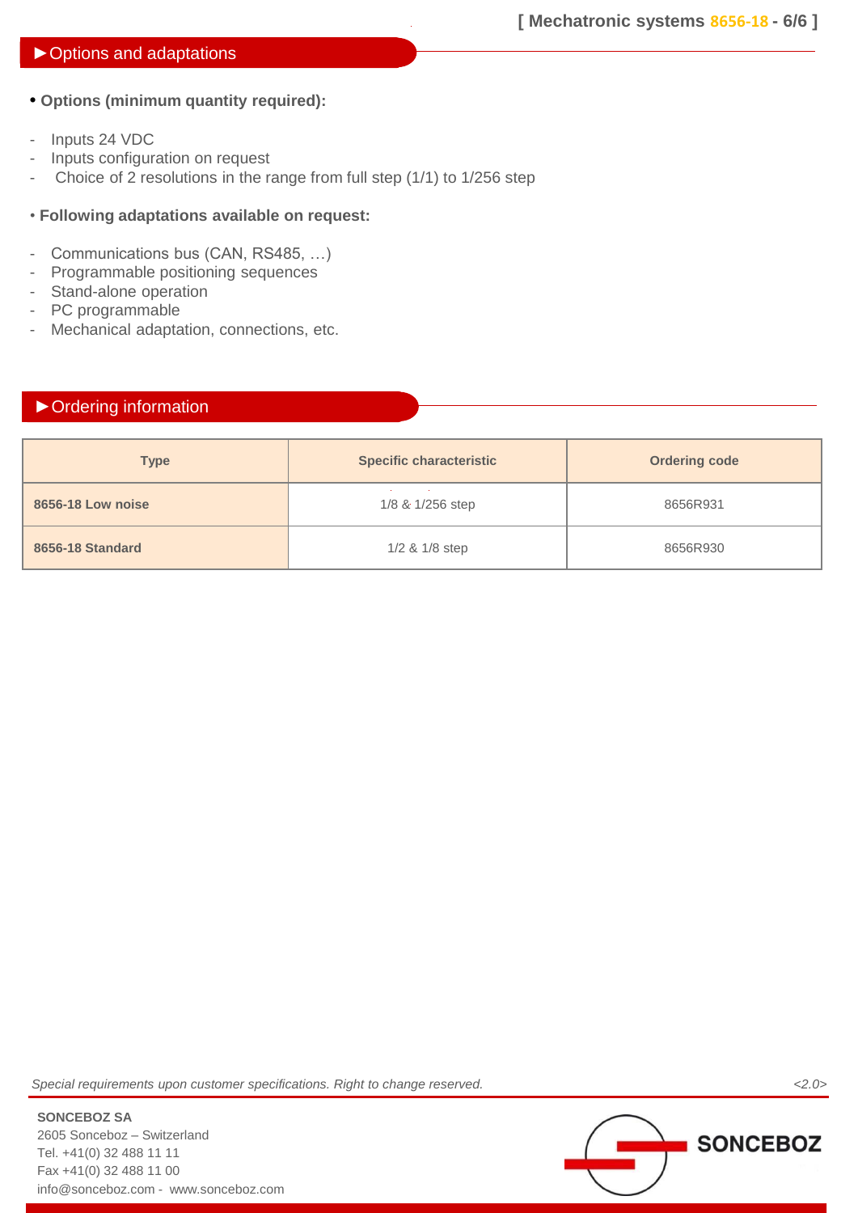## ►Options and adaptations

**• Options (minimum quantity required):**

- Inputs 24 VDC
- Inputs configuration on request
- Choice of 2 resolutions in the range from full step (1/1) to 1/256 step

**• Following adaptations available on request:**

- Communications bus (CAN, RS485, …)
- Programmable positioning sequences
- Stand-alone operation
- PC programmable
- Mechanical adaptation, connections, etc.

## ►Ordering information

| Type | Specific characteristic | Ordering code |
|---|---|---|
| **8656-18 Low noise** | 1/8 & 1/256 step | 8656R931 |
| **8656-18 Standard** | 1/2 & 1/8 step | 8656R930 |

*Special requirements upon customer specifications. Right to change reserved.* *<2.0>*

**SONCEBOZ SA**
2605 Sonceboz – Switzerland
Tel. +41(0) 32 488 11 11
Fax +41(0) 32 488 11 00
info@sonceboz.com - www.sonceboz.com

SONCEBOZ